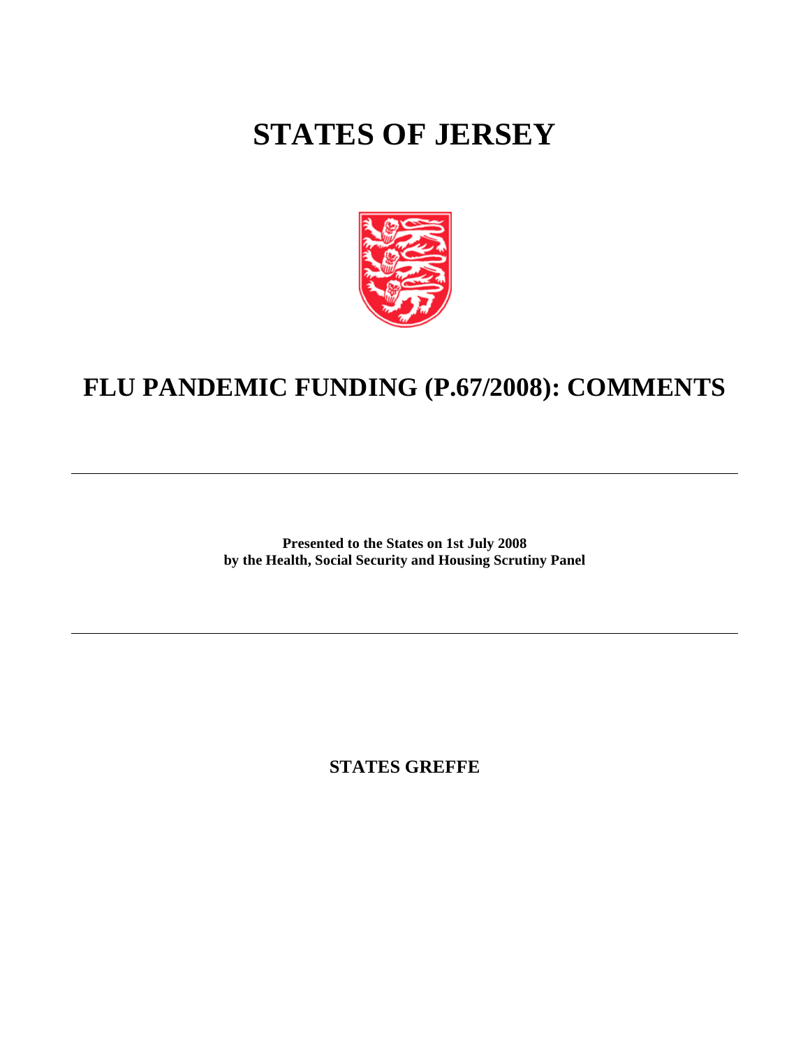# STATES OF JERSEY

# FLU PANDEMIC FUNDING (P.67/2008): COMMENTS

---

**Presented to the States on 1st July 2008**
**by the Health, Social Security and Housing Scrutiny Panel**

---

**STATES GREFFE**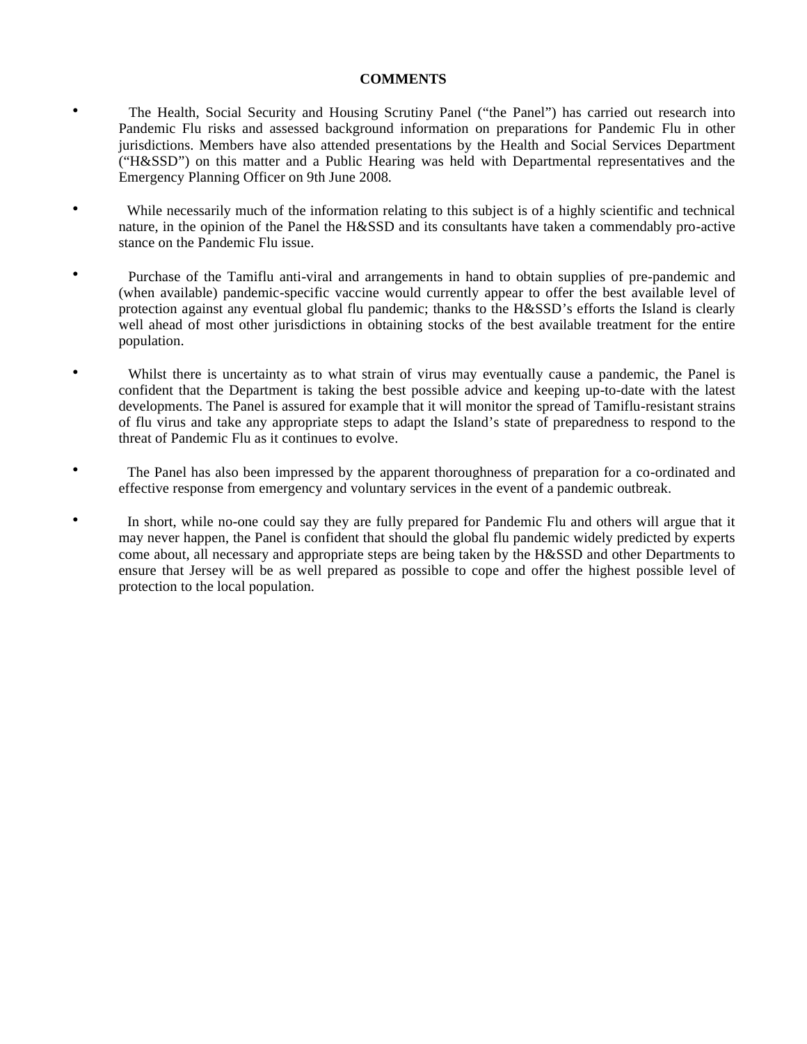## COMMENTS

- The Health, Social Security and Housing Scrutiny Panel ("the Panel") has carried out research into Pandemic Flu risks and assessed background information on preparations for Pandemic Flu in other jurisdictions. Members have also attended presentations by the Health and Social Services Department ("H&SSD") on this matter and a Public Hearing was held with Departmental representatives and the Emergency Planning Officer on 9th June 2008.

- While necessarily much of the information relating to this subject is of a highly scientific and technical nature, in the opinion of the Panel the H&SSD and its consultants have taken a commendably pro-active stance on the Pandemic Flu issue.

- Purchase of the Tamiflu anti-viral and arrangements in hand to obtain supplies of pre-pandemic and (when available) pandemic-specific vaccine would currently appear to offer the best available level of protection against any eventual global flu pandemic; thanks to the H&SSD's efforts the Island is clearly well ahead of most other jurisdictions in obtaining stocks of the best available treatment for the entire population.

- Whilst there is uncertainty as to what strain of virus may eventually cause a pandemic, the Panel is confident that the Department is taking the best possible advice and keeping up-to-date with the latest developments. The Panel is assured for example that it will monitor the spread of Tamiflu-resistant strains of flu virus and take any appropriate steps to adapt the Island's state of preparedness to respond to the threat of Pandemic Flu as it continues to evolve.

- The Panel has also been impressed by the apparent thoroughness of preparation for a co-ordinated and effective response from emergency and voluntary services in the event of a pandemic outbreak.

- In short, while no-one could say they are fully prepared for Pandemic Flu and others will argue that it may never happen, the Panel is confident that should the global flu pandemic widely predicted by experts come about, all necessary and appropriate steps are being taken by the H&SSD and other Departments to ensure that Jersey will be as well prepared as possible to cope and offer the highest possible level of protection to the local population.